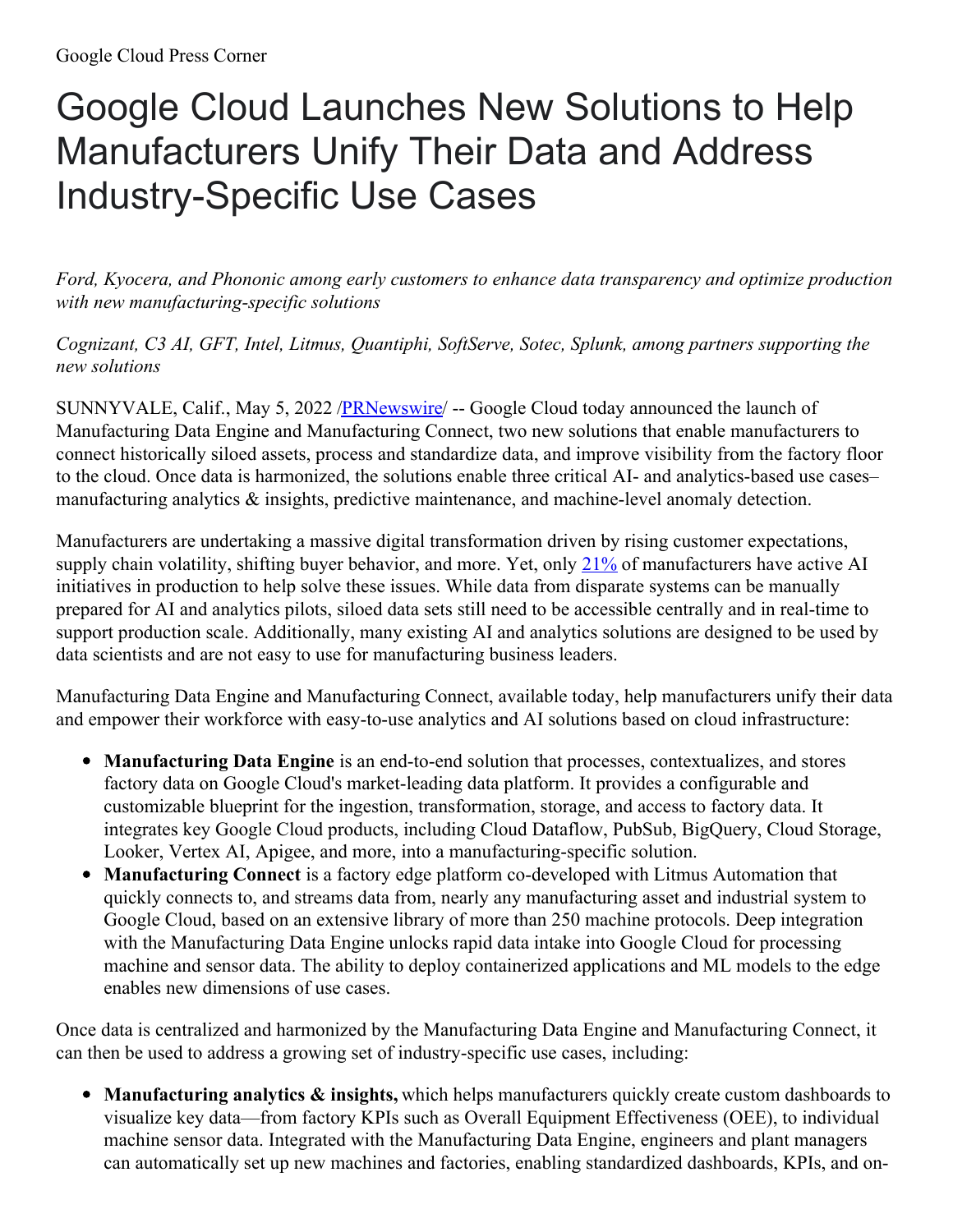Google Cloud Press Corner

# Google Cloud Launches New Solutions to Help Manufacturers Unify Their Data and Address Industry-Specific Use Cases

*Ford, Kyocera, and Phononic among early customers to enhance data transparency and optimize production with new manufacturing-specific solutions*

*Cognizant, C3 AI, GFT, Intel, Litmus, Quantiphi, SoftServe, Sotec, Splunk, among partners supporting the new solutions*

SUNNYVALE, Calif., May 5, 2022 /PRNewswire/ -- Google Cloud today announced the launch of Manufacturing Data Engine and Manufacturing Connect, two new solutions that enable manufacturers to connect historically siloed assets, process and standardize data, and improve visibility from the factory floor to the cloud. Once data is harmonized, the solutions enable three critical AI- and analytics-based use cases– manufacturing analytics & insights, predictive maintenance, and machine-level anomaly detection.

Manufacturers are undertaking a massive digital transformation driven by rising customer expectations, supply chain volatility, shifting buyer behavior, and more. Yet, only 21% of manufacturers have active AI initiatives in production to help solve these issues. While data from disparate systems can be manually prepared for AI and analytics pilots, siloed data sets still need to be accessible centrally and in real-time to support production scale. Additionally, many existing AI and analytics solutions are designed to be used by data scientists and are not easy to use for manufacturing business leaders.

Manufacturing Data Engine and Manufacturing Connect, available today, help manufacturers unify their data and empower their workforce with easy-to-use analytics and AI solutions based on cloud infrastructure:

- **Manufacturing Data Engine** is an end-to-end solution that processes, contextualizes, and stores factory data on Google Cloud's market-leading data platform. It provides a configurable and customizable blueprint for the ingestion, transformation, storage, and access to factory data. It integrates key Google Cloud products, including Cloud Dataflow, PubSub, BigQuery, Cloud Storage, Looker, Vertex AI, Apigee, and more, into a manufacturing-specific solution.
- **Manufacturing Connect** is a factory edge platform co-developed with Litmus Automation that quickly connects to, and streams data from, nearly any manufacturing asset and industrial system to Google Cloud, based on an extensive library of more than 250 machine protocols. Deep integration with the Manufacturing Data Engine unlocks rapid data intake into Google Cloud for processing machine and sensor data. The ability to deploy containerized applications and ML models to the edge enables new dimensions of use cases.

Once data is centralized and harmonized by the Manufacturing Data Engine and Manufacturing Connect, it can then be used to address a growing set of industry-specific use cases, including:

- **Manufacturing analytics & insights,** which helps manufacturers quickly create custom dashboards to visualize key data—from factory KPIs such as Overall Equipment Effectiveness (OEE), to individual machine sensor data. Integrated with the Manufacturing Data Engine, engineers and plant managers can automatically set up new machines and factories, enabling standardized dashboards, KPIs, and on-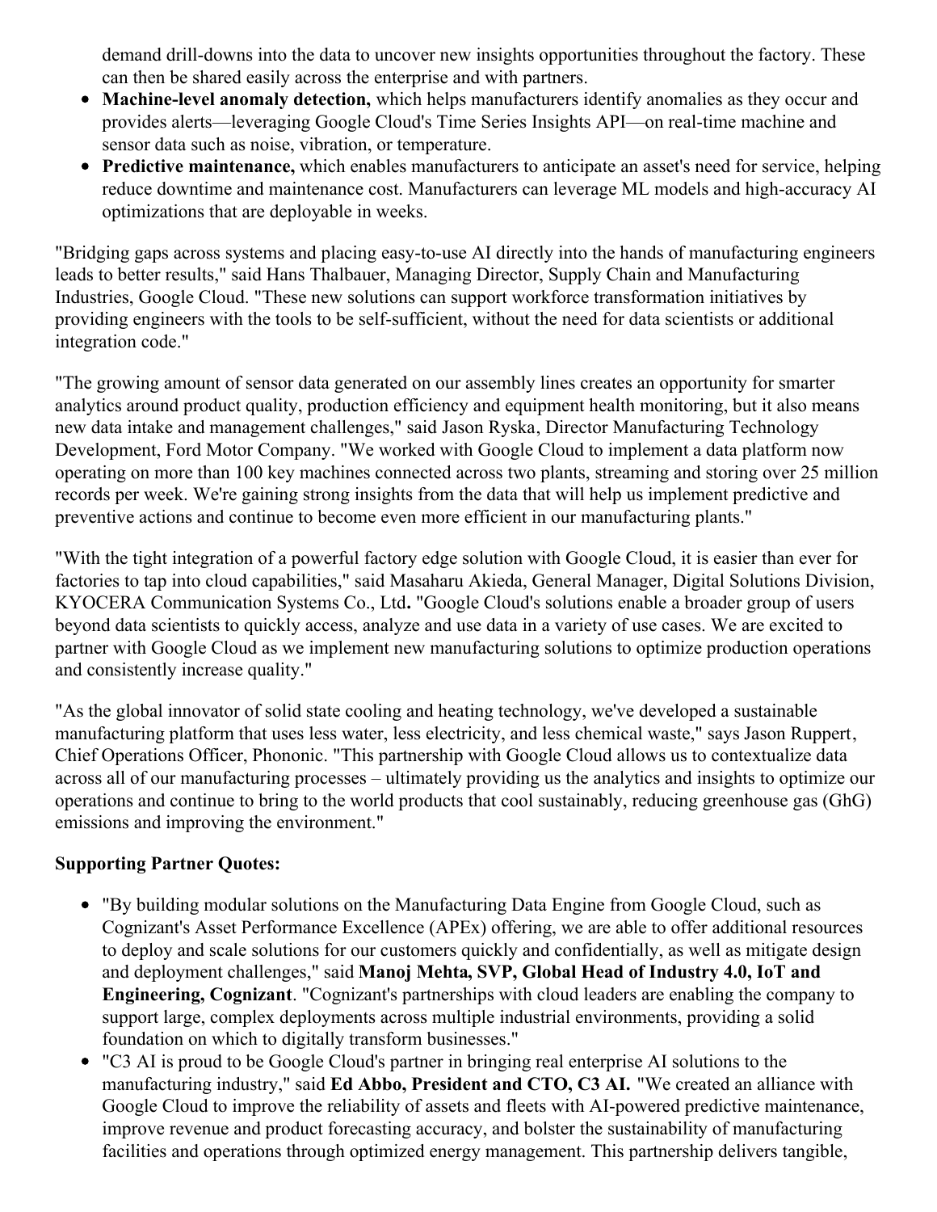demand drill-downs into the data to uncover new insights opportunities throughout the factory. These can then be shared easily across the enterprise and with partners.

- **Machine-level anomaly detection,** which helps manufacturers identify anomalies as they occur and provides alerts—leveraging Google Cloud's Time Series Insights API—on real-time machine and sensor data such as noise, vibration, or temperature.
- **Predictive maintenance,** which enables manufacturers to anticipate an asset's need for service, helping reduce downtime and maintenance cost. Manufacturers can leverage ML models and high-accuracy AI optimizations that are deployable in weeks.

"Bridging gaps across systems and placing easy-to-use AI directly into the hands of manufacturing engineers leads to better results," said Hans Thalbauer, Managing Director, Supply Chain and Manufacturing Industries, Google Cloud. "These new solutions can support workforce transformation initiatives by providing engineers with the tools to be self-sufficient, without the need for data scientists or additional integration code."

"The growing amount of sensor data generated on our assembly lines creates an opportunity for smarter analytics around product quality, production efficiency and equipment health monitoring, but it also means new data intake and management challenges," said Jason Ryska, Director Manufacturing Technology Development, Ford Motor Company. "We worked with Google Cloud to implement a data platform now operating on more than 100 key machines connected across two plants, streaming and storing over 25 million records per week. We're gaining strong insights from the data that will help us implement predictive and preventive actions and continue to become even more efficient in our manufacturing plants."

"With the tight integration of a powerful factory edge solution with Google Cloud, it is easier than ever for factories to tap into cloud capabilities," said Masaharu Akieda, General Manager, Digital Solutions Division, KYOCERA Communication Systems Co., Ltd**.** "Google Cloud's solutions enable a broader group of users beyond data scientists to quickly access, analyze and use data in a variety of use cases. We are excited to partner with Google Cloud as we implement new manufacturing solutions to optimize production operations and consistently increase quality."

"As the global innovator of solid state cooling and heating technology, we've developed a sustainable manufacturing platform that uses less water, less electricity, and less chemical waste," says Jason Ruppert, Chief Operations Officer, Phononic. "This partnership with Google Cloud allows us to contextualize data across all of our manufacturing processes – ultimately providing us the analytics and insights to optimize our operations and continue to bring to the world products that cool sustainably, reducing greenhouse gas (GhG) emissions and improving the environment."

**Supporting Partner Quotes:**

- "By building modular solutions on the Manufacturing Data Engine from Google Cloud, such as Cognizant's Asset Performance Excellence (APEx) offering, we are able to offer additional resources to deploy and scale solutions for our customers quickly and confidentially, as well as mitigate design and deployment challenges," said **Manoj Mehta, SVP, Global Head of Industry 4.0, IoT and Engineering, Cognizant**. "Cognizant's partnerships with cloud leaders are enabling the company to support large, complex deployments across multiple industrial environments, providing a solid foundation on which to digitally transform businesses."
- "C3 AI is proud to be Google Cloud's partner in bringing real enterprise AI solutions to the manufacturing industry," said **Ed Abbo, President and CTO, C3 AI.** "We created an alliance with Google Cloud to improve the reliability of assets and fleets with AI-powered predictive maintenance, improve revenue and product forecasting accuracy, and bolster the sustainability of manufacturing facilities and operations through optimized energy management. This partnership delivers tangible,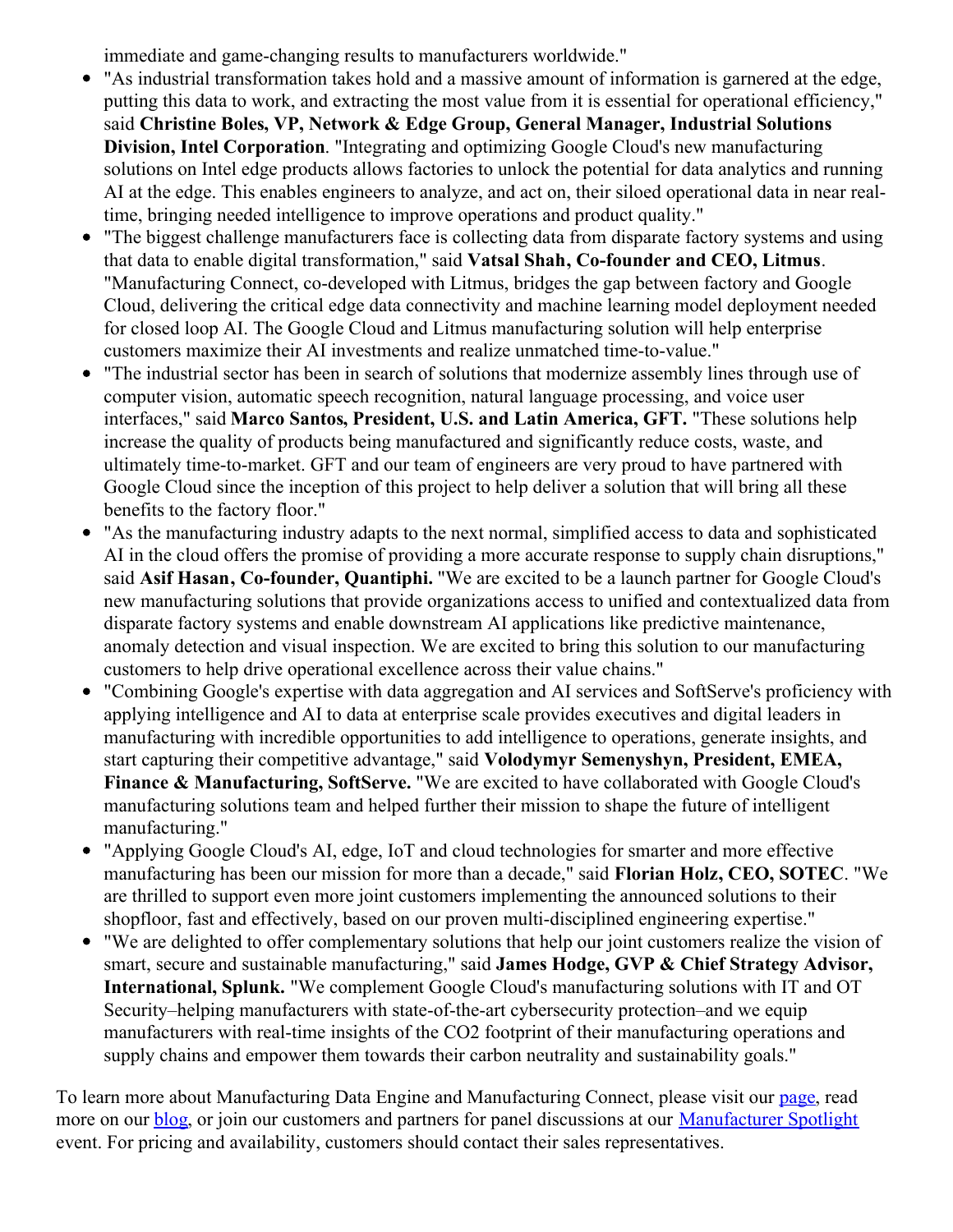immediate and game-changing results to manufacturers worldwide."

- "As industrial transformation takes hold and a massive amount of information is garnered at the edge, putting this data to work, and extracting the most value from it is essential for operational efficiency," said **Christine Boles, VP, Network & Edge Group, General Manager, Industrial Solutions Division, Intel Corporation**. "Integrating and optimizing Google Cloud's new manufacturing solutions on Intel edge products allows factories to unlock the potential for data analytics and running AI at the edge. This enables engineers to analyze, and act on, their siloed operational data in near real-time, bringing needed intelligence to improve operations and product quality."
- "The biggest challenge manufacturers face is collecting data from disparate factory systems and using that data to enable digital transformation," said **Vatsal Shah, Co-founder and CEO, Litmus**. "Manufacturing Connect, co-developed with Litmus, bridges the gap between factory and Google Cloud, delivering the critical edge data connectivity and machine learning model deployment needed for closed loop AI. The Google Cloud and Litmus manufacturing solution will help enterprise customers maximize their AI investments and realize unmatched time-to-value."
- "The industrial sector has been in search of solutions that modernize assembly lines through use of computer vision, automatic speech recognition, natural language processing, and voice user interfaces," said **Marco Santos, President, U.S. and Latin America, GFT.** "These solutions help increase the quality of products being manufactured and significantly reduce costs, waste, and ultimately time-to-market. GFT and our team of engineers are very proud to have partnered with Google Cloud since the inception of this project to help deliver a solution that will bring all these benefits to the factory floor."
- "As the manufacturing industry adapts to the next normal, simplified access to data and sophisticated AI in the cloud offers the promise of providing a more accurate response to supply chain disruptions," said **Asif Hasan, Co-founder, Quantiphi.** "We are excited to be a launch partner for Google Cloud's new manufacturing solutions that provide organizations access to unified and contextualized data from disparate factory systems and enable downstream AI applications like predictive maintenance, anomaly detection and visual inspection. We are excited to bring this solution to our manufacturing customers to help drive operational excellence across their value chains."
- "Combining Google's expertise with data aggregation and AI services and SoftServe's proficiency with applying intelligence and AI to data at enterprise scale provides executives and digital leaders in manufacturing with incredible opportunities to add intelligence to operations, generate insights, and start capturing their competitive advantage," said **Volodymyr Semenyshyn, President, EMEA, Finance & Manufacturing, SoftServe.** "We are excited to have collaborated with Google Cloud's manufacturing solutions team and helped further their mission to shape the future of intelligent manufacturing."
- "Applying Google Cloud's AI, edge, IoT and cloud technologies for smarter and more effective manufacturing has been our mission for more than a decade," said **Florian Holz, CEO, SOTEC**. "We are thrilled to support even more joint customers implementing the announced solutions to their shopfloor, fast and effectively, based on our proven multi-disciplined engineering expertise."
- "We are delighted to offer complementary solutions that help our joint customers realize the vision of smart, secure and sustainable manufacturing," said **James Hodge, GVP & Chief Strategy Advisor, International, Splunk.** "We complement Google Cloud's manufacturing solutions with IT and OT Security–helping manufacturers with state-of-the-art cybersecurity protection–and we equip manufacturers with real-time insights of the CO2 footprint of their manufacturing operations and supply chains and empower them towards their carbon neutrality and sustainability goals."

To learn more about Manufacturing Data Engine and Manufacturing Connect, please visit our page, read more on our blog, or join our customers and partners for panel discussions at our Manufacturer Spotlight event. For pricing and availability, customers should contact their sales representatives.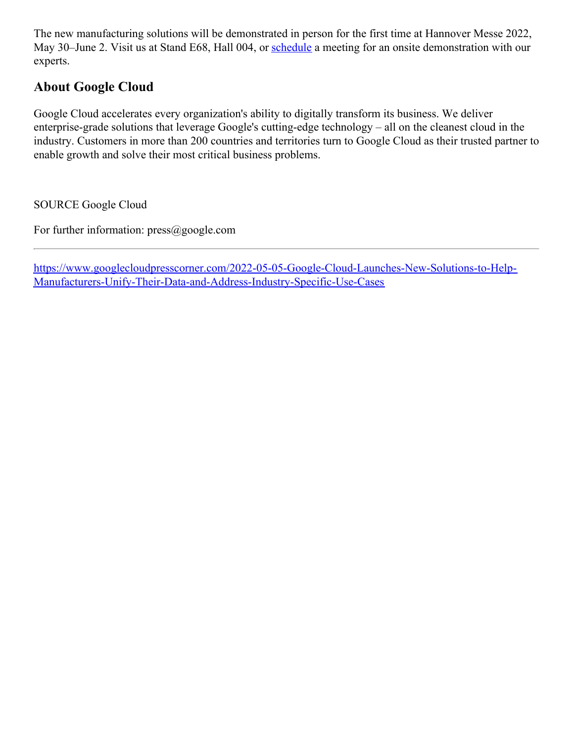The new manufacturing solutions will be demonstrated in person for the first time at Hannover Messe 2022, May 30–June 2. Visit us at Stand E68, Hall 004, or schedule a meeting for an onsite demonstration with our experts.

## About Google Cloud

Google Cloud accelerates every organization's ability to digitally transform its business. We deliver enterprise-grade solutions that leverage Google's cutting-edge technology – all on the cleanest cloud in the industry. Customers in more than 200 countries and territories turn to Google Cloud as their trusted partner to enable growth and solve their most critical business problems.

SOURCE Google Cloud

For further information: press@google.com

---

https://www.googlecloudpresscorner.com/2022-05-05-Google-Cloud-Launches-New-Solutions-to-Help-Manufacturers-Unify-Their-Data-and-Address-Industry-Specific-Use-Cases